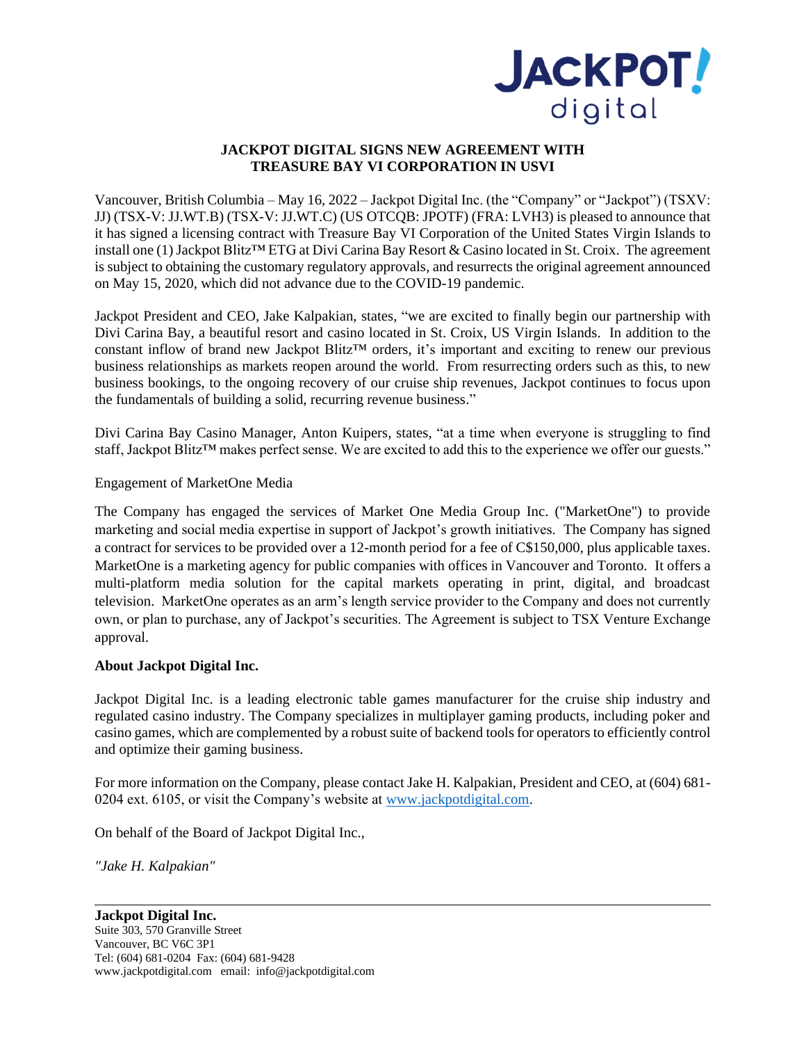# JACKPOT DIGITAL SIGNS NEW AGREEMENT WITH TREASURE BAY VI CORPORATION IN USVI

Vancouver, British Columbia – May 16, 2022 – Jackpot Digital Inc. (the "Company" or "Jackpot") (TSXV: JJ) (TSX-V: JJ.WT.B) (TSX-V: JJ.WT.C) (US OTCQB: JPOTF) (FRA: LVH3) is pleased to announce that it has signed a licensing contract with Treasure Bay VI Corporation of the United States Virgin Islands to install one (1) Jackpot Blitz™ ETG at Divi Carina Bay Resort & Casino located in St. Croix. The agreement is subject to obtaining the customary regulatory approvals, and resurrects the original agreement announced on May 15, 2020, which did not advance due to the COVID-19 pandemic.

Jackpot President and CEO, Jake Kalpakian, states, "we are excited to finally begin our partnership with Divi Carina Bay, a beautiful resort and casino located in St. Croix, US Virgin Islands. In addition to the constant inflow of brand new Jackpot Blitz™ orders, it's important and exciting to renew our previous business relationships as markets reopen around the world. From resurrecting orders such as this, to new business bookings, to the ongoing recovery of our cruise ship revenues, Jackpot continues to focus upon the fundamentals of building a solid, recurring revenue business."

Divi Carina Bay Casino Manager, Anton Kuipers, states, "at a time when everyone is struggling to find staff, Jackpot Blitz™ makes perfect sense. We are excited to add this to the experience we offer our guests."

Engagement of MarketOne Media

The Company has engaged the services of Market One Media Group Inc. ("MarketOne") to provide marketing and social media expertise in support of Jackpot's growth initiatives. The Company has signed a contract for services to be provided over a 12-month period for a fee of C$150,000, plus applicable taxes. MarketOne is a marketing agency for public companies with offices in Vancouver and Toronto. It offers a multi-platform media solution for the capital markets operating in print, digital, and broadcast television. MarketOne operates as an arm's length service provider to the Company and does not currently own, or plan to purchase, any of Jackpot's securities. The Agreement is subject to TSX Venture Exchange approval.

**About Jackpot Digital Inc.**

Jackpot Digital Inc. is a leading electronic table games manufacturer for the cruise ship industry and regulated casino industry. The Company specializes in multiplayer gaming products, including poker and casino games, which are complemented by a robust suite of backend tools for operators to efficiently control and optimize their gaming business.

For more information on the Company, please contact Jake H. Kalpakian, President and CEO, at (604) 681-0204 ext. 6105, or visit the Company's website at www.jackpotdigital.com.

On behalf of the Board of Jackpot Digital Inc.,

*"Jake H. Kalpakian"*

**Jackpot Digital Inc.**
Suite 303, 570 Granville Street
Vancouver, BC V6C 3P1
Tel: (604) 681-0204 Fax: (604) 681-9428
www.jackpotdigital.com email: info@jackpotdigital.com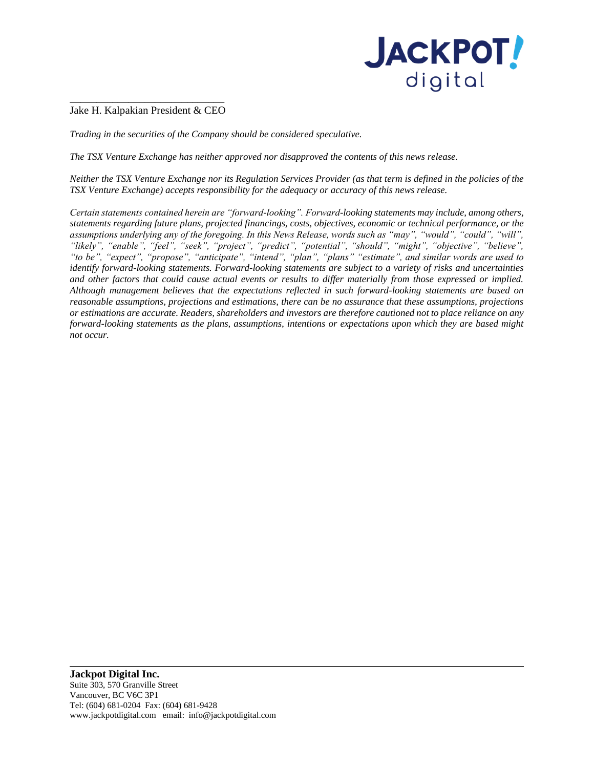\_\_\_\_\_\_\_\_\_\_\_\_\_\_\_\_\_\_\_\_\_\_\_\_\_\_\_\_\_\_

Jake H. Kalpakian President & CEO

*Trading in the securities of the Company should be considered speculative.*

*The TSX Venture Exchange has neither approved nor disapproved the contents of this news release.*

*Neither the TSX Venture Exchange nor its Regulation Services Provider (as that term is defined in the policies of the TSX Venture Exchange) accepts responsibility for the adequacy or accuracy of this news release.*

*Certain statements contained herein are "forward-looking". Forward-looking statements may include, among others, statements regarding future plans, projected financings, costs, objectives, economic or technical performance, or the assumptions underlying any of the foregoing. In this News Release, words such as "may", "would", "could", "will", "likely", "enable", "feel", "seek", "project", "predict", "potential", "should", "might", "objective", "believe", "to be", "expect", "propose", "anticipate", "intend", "plan", "plans" "estimate", and similar words are used to identify forward-looking statements. Forward-looking statements are subject to a variety of risks and uncertainties and other factors that could cause actual events or results to differ materially from those expressed or implied. Although management believes that the expectations reflected in such forward-looking statements are based on reasonable assumptions, projections and estimations, there can be no assurance that these assumptions, projections or estimations are accurate. Readers, shareholders and investors are therefore cautioned not to place reliance on any forward-looking statements as the plans, assumptions, intentions or expectations upon which they are based might not occur.*

**Jackpot Digital Inc.**
Suite 303, 570 Granville Street
Vancouver, BC V6C 3P1
Tel: (604) 681-0204 Fax: (604) 681-9428
www.jackpotdigital.com email: info@jackpotdigital.com